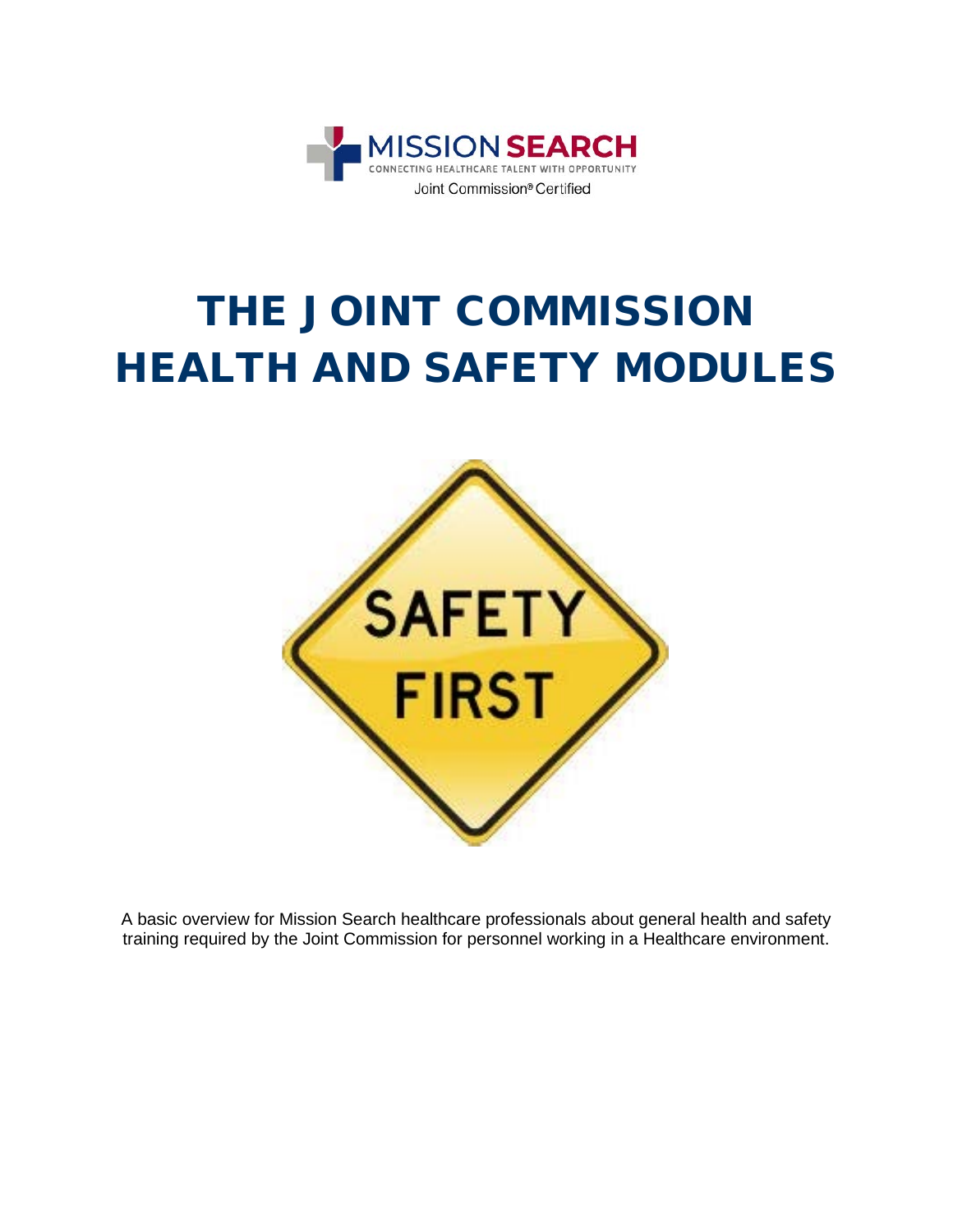MISSION SEARCH

CONNECTING HEALTHCARE TALENT WITH OPPORTUNITY

Joint Commission® Certified

# THE JOINT COMMISSION HEALTH AND SAFETY MODULES

SAFETY FIRST

A basic overview for Mission Search healthcare professionals about general health and safety training required by the Joint Commission for personnel working in a Healthcare environment.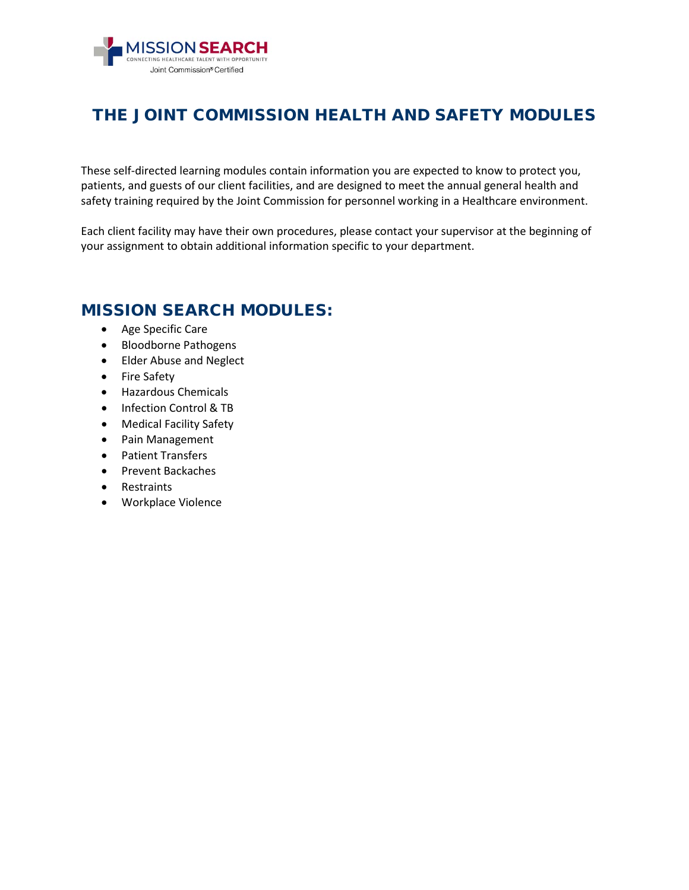# THE JOINT COMMISSION HEALTH AND SAFETY MODULES

These self-directed learning modules contain information you are expected to know to protect you, patients, and guests of our client facilities, and are designed to meet the annual general health and safety training required by the Joint Commission for personnel working in a Healthcare environment.

Each client facility may have their own procedures, please contact your supervisor at the beginning of your assignment to obtain additional information specific to your department.

## MISSION SEARCH MODULES:

- Age Specific Care
- Bloodborne Pathogens
- Elder Abuse and Neglect
- Fire Safety
- Hazardous Chemicals
- Infection Control & TB
- Medical Facility Safety
- Pain Management
- Patient Transfers
- Prevent Backaches
- Restraints
- Workplace Violence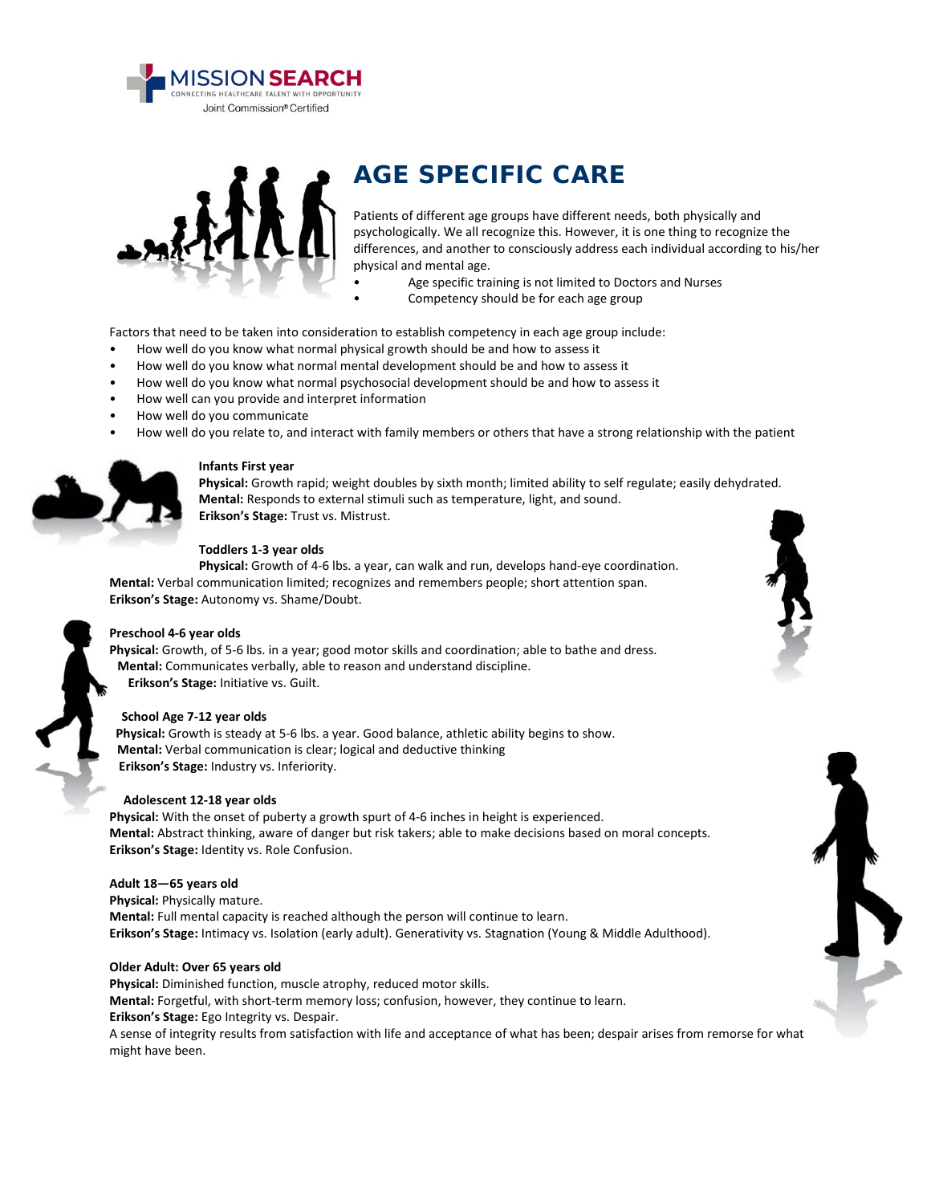# AGE SPECIFIC CARE

Patients of different age groups have different needs, both physically and psychologically. We all recognize this. However, it is one thing to recognize the differences, and another to consciously address each individual according to his/her physical and mental age.

- Age specific training is not limited to Doctors and Nurses
- Competency should be for each age group

Factors that need to be taken into consideration to establish competency in each age group include:

- How well do you know what normal physical growth should be and how to assess it
- How well do you know what normal mental development should be and how to assess it
- How well do you know what normal psychosocial development should be and how to assess it
- How well can you provide and interpret information
- How well do you communicate
- How well do you relate to, and interact with family members or others that have a strong relationship with the patient

**Infants First year**
**Physical:** Growth rapid; weight doubles by sixth month; limited ability to self regulate; easily dehydrated.
**Mental:** Responds to external stimuli such as temperature, light, and sound.
**Erikson's Stage:** Trust vs. Mistrust.

**Toddlers 1-3 year olds**
**Physical:** Growth of 4-6 lbs. a year, can walk and run, develops hand-eye coordination.
**Mental:** Verbal communication limited; recognizes and remembers people; short attention span.
**Erikson's Stage:** Autonomy vs. Shame/Doubt.

**Preschool 4-6 year olds**
**Physical:** Growth, of 5-6 lbs. in a year; good motor skills and coordination; able to bathe and dress.
**Mental:** Communicates verbally, able to reason and understand discipline.
**Erikson's Stage:** Initiative vs. Guilt.

**School Age 7-12 year olds**
**Physical:** Growth is steady at 5-6 lbs. a year. Good balance, athletic ability begins to show.
**Mental:** Verbal communication is clear; logical and deductive thinking
**Erikson's Stage:** Industry vs. Inferiority.

**Adolescent 12-18 year olds**
**Physical:** With the onset of puberty a growth spurt of 4-6 inches in height is experienced.
**Mental:** Abstract thinking, aware of danger but risk takers; able to make decisions based on moral concepts.
**Erikson's Stage:** Identity vs. Role Confusion.

**Adult 18—65 years old**
**Physical:** Physically mature.
**Mental:** Full mental capacity is reached although the person will continue to learn.
**Erikson's Stage:** Intimacy vs. Isolation (early adult). Generativity vs. Stagnation (Young & Middle Adulthood).

**Older Adult: Over 65 years old**
**Physical:** Diminished function, muscle atrophy, reduced motor skills.
**Mental:** Forgetful, with short-term memory loss; confusion, however, they continue to learn.
**Erikson's Stage:** Ego Integrity vs. Despair.
A sense of integrity results from satisfaction with life and acceptance of what has been; despair arises from remorse for what might have been.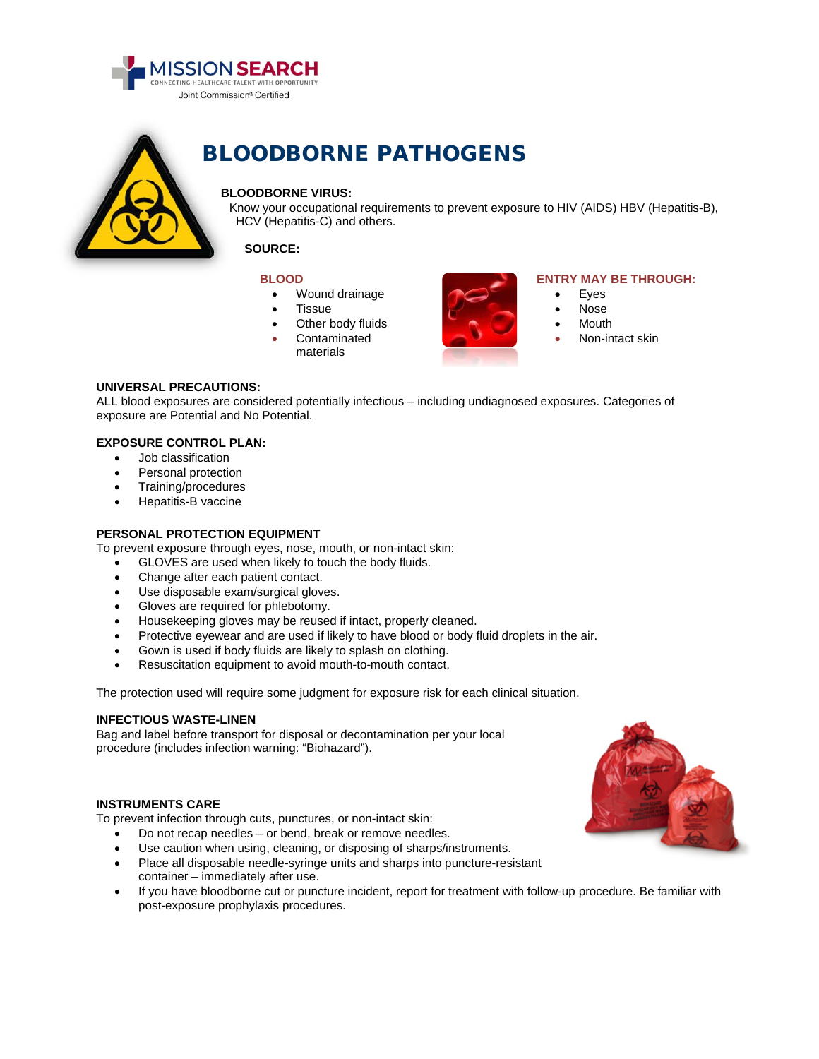# BLOODBORNE PATHOGENS

**BLOODBORNE VIRUS:**

Know your occupational requirements to prevent exposure to HIV (AIDS) HBV (Hepatitis-B), HCV (Hepatitis-C) and others.

**SOURCE:**

**BLOOD**

- Wound drainage
- Tissue
- Other body fluids
- Contaminated materials

**ENTRY MAY BE THROUGH:**

- Eyes
- Nose
- Mouth
- Non-intact skin

**UNIVERSAL PRECAUTIONS:**

ALL blood exposures are considered potentially infectious – including undiagnosed exposures. Categories of exposure are Potential and No Potential.

**EXPOSURE CONTROL PLAN:**

- Job classification
- Personal protection
- Training/procedures
- Hepatitis-B vaccine

**PERSONAL PROTECTION EQUIPMENT**

To prevent exposure through eyes, nose, mouth, or non-intact skin:

- GLOVES are used when likely to touch the body fluids.
- Change after each patient contact.
- Use disposable exam/surgical gloves.
- Gloves are required for phlebotomy.
- Housekeeping gloves may be reused if intact, properly cleaned.
- Protective eyewear and are used if likely to have blood or body fluid droplets in the air.
- Gown is used if body fluids are likely to splash on clothing.
- Resuscitation equipment to avoid mouth-to-mouth contact.

The protection used will require some judgment for exposure risk for each clinical situation.

**INFECTIOUS WASTE-LINEN**

Bag and label before transport for disposal or decontamination per your local procedure (includes infection warning: "Biohazard").

**INSTRUMENTS CARE**

To prevent infection through cuts, punctures, or non-intact skin:

- Do not recap needles – or bend, break or remove needles.
- Use caution when using, cleaning, or disposing of sharps/instruments.
- Place all disposable needle-syringe units and sharps into puncture-resistant container – immediately after use.
- If you have bloodborne cut or puncture incident, report for treatment with follow-up procedure. Be familiar with post-exposure prophylaxis procedures.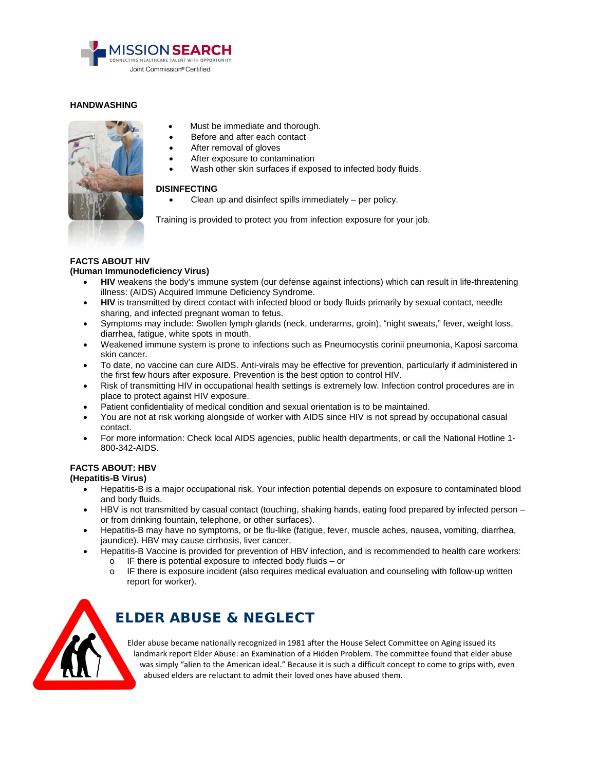## HANDWASHING

- Must be immediate and thorough.
- Before and after each contact
- After removal of gloves
- After exposure to contamination
- Wash other skin surfaces if exposed to infected body fluids.

## DISINFECTING

- Clean up and disinfect spills immediately – per policy.

Training is provided to protect you from infection exposure for your job.

## FACTS ABOUT HIV
**(Human Immunodeficiency Virus)**

- **HIV** weakens the body's immune system (our defense against infections) which can result in life-threatening illness: (AIDS) Acquired Immune Deficiency Syndrome.
- **HIV** is transmitted by direct contact with infected blood or body fluids primarily by sexual contact, needle sharing, and infected pregnant woman to fetus.
- Symptoms may include: Swollen lymph glands (neck, underarms, groin), "night sweats," fever, weight loss, diarrhea, fatigue, white spots in mouth.
- Weakened immune system is prone to infections such as Pneumocystis corinii pneumonia, Kaposi sarcoma skin cancer.
- To date, no vaccine can cure AIDS. Anti-virals may be effective for prevention, particularly if administered in the first few hours after exposure. Prevention is the best option to control HIV.
- Risk of transmitting HIV in occupational health settings is extremely low. Infection control procedures are in place to protect against HIV exposure.
- Patient confidentiality of medical condition and sexual orientation is to be maintained.
- You are not at risk working alongside of worker with AIDS since HIV is not spread by occupational casual contact.
- For more information: Check local AIDS agencies, public health departments, or call the National Hotline 1-800-342-AIDS.

## FACTS ABOUT: HBV
**(Hepatitis-B Virus)**

- Hepatitis-B is a major occupational risk. Your infection potential depends on exposure to contaminated blood and body fluids.
- HBV is not transmitted by casual contact (touching, shaking hands, eating food prepared by infected person – or from drinking fountain, telephone, or other surfaces).
- Hepatitis-B may have no symptoms, or be flu-like (fatigue, fever, muscle aches, nausea, vomiting, diarrhea, jaundice). HBV may cause cirrhosis, liver cancer.
- Hepatitis-B Vaccine is provided for prevention of HBV infection, and is recommended to health care workers:
  - IF there is potential exposure to infected body fluids – or
  - IF there is exposure incident (also requires medical evaluation and counseling with follow-up written report for worker).

## ELDER ABUSE & NEGLECT

Elder abuse became nationally recognized in 1981 after the House Select Committee on Aging issued its landmark report Elder Abuse: an Examination of a Hidden Problem. The committee found that elder abuse was simply "alien to the American ideal." Because it is such a difficult concept to come to grips with, even abused elders are reluctant to admit their loved ones have abused them.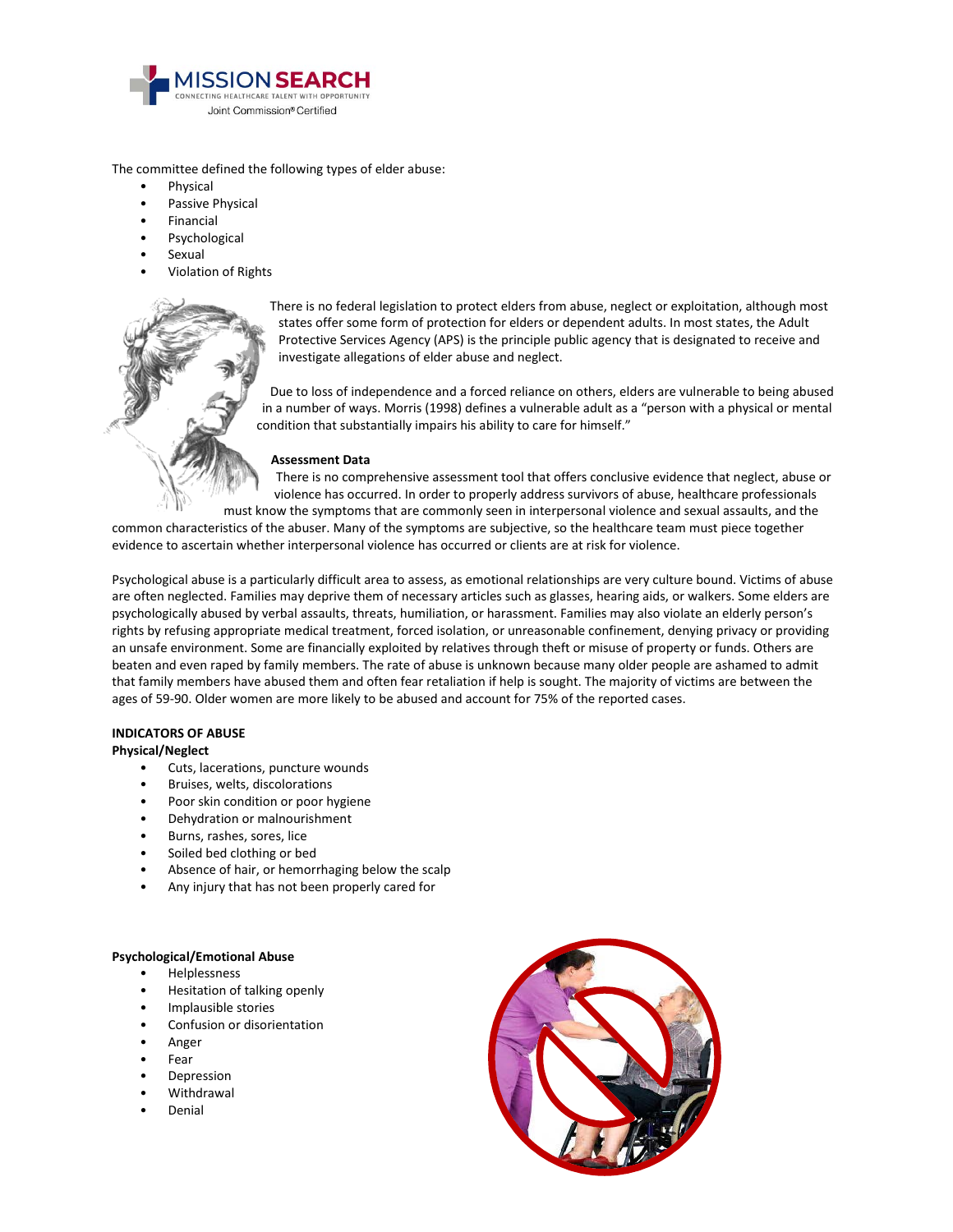The committee defined the following types of elder abuse:

- Physical
- Passive Physical
- Financial
- Psychological
- Sexual
- Violation of Rights

There is no federal legislation to protect elders from abuse, neglect or exploitation, although most states offer some form of protection for elders or dependent adults. In most states, the Adult Protective Services Agency (APS) is the principle public agency that is designated to receive and investigate allegations of elder abuse and neglect.

Due to loss of independence and a forced reliance on others, elders are vulnerable to being abused in a number of ways. Morris (1998) defines a vulnerable adult as a "person with a physical or mental condition that substantially impairs his ability to care for himself."

**Assessment Data**

There is no comprehensive assessment tool that offers conclusive evidence that neglect, abuse or violence has occurred. In order to properly address survivors of abuse, healthcare professionals must know the symptoms that are commonly seen in interpersonal violence and sexual assaults, and the common characteristics of the abuser. Many of the symptoms are subjective, so the healthcare team must piece together evidence to ascertain whether interpersonal violence has occurred or clients are at risk for violence.

Psychological abuse is a particularly difficult area to assess, as emotional relationships are very culture bound. Victims of abuse are often neglected. Families may deprive them of necessary articles such as glasses, hearing aids, or walkers. Some elders are psychologically abused by verbal assaults, threats, humiliation, or harassment. Families may also violate an elderly person's rights by refusing appropriate medical treatment, forced isolation, or unreasonable confinement, denying privacy or providing an unsafe environment. Some are financially exploited by relatives through theft or misuse of property or funds. Others are beaten and even raped by family members. The rate of abuse is unknown because many older people are ashamed to admit that family members have abused them and often fear retaliation if help is sought. The majority of victims are between the ages of 59-90. Older women are more likely to be abused and account for 75% of the reported cases.

**INDICATORS OF ABUSE**

**Physical/Neglect**

- Cuts, lacerations, puncture wounds
- Bruises, welts, discolorations
- Poor skin condition or poor hygiene
- Dehydration or malnourishment
- Burns, rashes, sores, lice
- Soiled bed clothing or bed
- Absence of hair, or hemorrhaging below the scalp
- Any injury that has not been properly cared for

**Psychological/Emotional Abuse**

- Helplessness
- Hesitation of talking openly
- Implausible stories
- Confusion or disorientation
- Anger
- Fear
- Depression
- Withdrawal
- Denial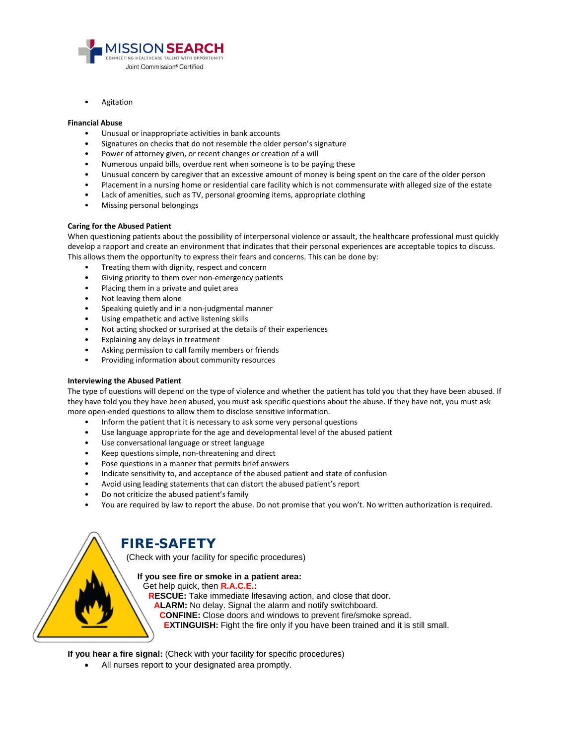- Agitation

**Financial Abuse**

- Unusual or inappropriate activities in bank accounts
- Signatures on checks that do not resemble the older person's signature
- Power of attorney given, or recent changes or creation of a will
- Numerous unpaid bills, overdue rent when someone is to be paying these
- Unusual concern by caregiver that an excessive amount of money is being spent on the care of the older person
- Placement in a nursing home or residential care facility which is not commensurate with alleged size of the estate
- Lack of amenities, such as TV, personal grooming items, appropriate clothing
- Missing personal belongings

**Caring for the Abused Patient**

When questioning patients about the possibility of interpersonal violence or assault, the healthcare professional must quickly develop a rapport and create an environment that indicates that their personal experiences are acceptable topics to discuss. This allows them the opportunity to express their fears and concerns. This can be done by:

- Treating them with dignity, respect and concern
- Giving priority to them over non-emergency patients
- Placing them in a private and quiet area
- Not leaving them alone
- Speaking quietly and in a non-judgmental manner
- Using empathetic and active listening skills
- Not acting shocked or surprised at the details of their experiences
- Explaining any delays in treatment
- Asking permission to call family members or friends
- Providing information about community resources

**Interviewing the Abused Patient**

The type of questions will depend on the type of violence and whether the patient has told you that they have been abused. If they have told you they have been abused, you must ask specific questions about the abuse. If they have not, you must ask more open-ended questions to allow them to disclose sensitive information.

- Inform the patient that it is necessary to ask some very personal questions
- Use language appropriate for the age and developmental level of the abused patient
- Use conversational language or street language
- Keep questions simple, non-threatening and direct
- Pose questions in a manner that permits brief answers
- Indicate sensitivity to, and acceptance of the abused patient and state of confusion
- Avoid using leading statements that can distort the abused patient's report
- Do not criticize the abused patient's family
- You are required by law to report the abuse. Do not promise that you won't. No written authorization is required.

## FIRE-SAFETY

(Check with your facility for specific procedures)

**If you see fire or smoke in a patient area:**

Get help quick, then **R.A.C.E.:**

**RESCUE:** Take immediate lifesaving action, and close that door.
**ALARM:** No delay. Signal the alarm and notify switchboard.
**CONFINE:** Close doors and windows to prevent fire/smoke spread.
**EXTINGUISH:** Fight the fire only if you have been trained and it is still small.

**If you hear a fire signal:** (Check with your facility for specific procedures)

- All nurses report to your designated area promptly.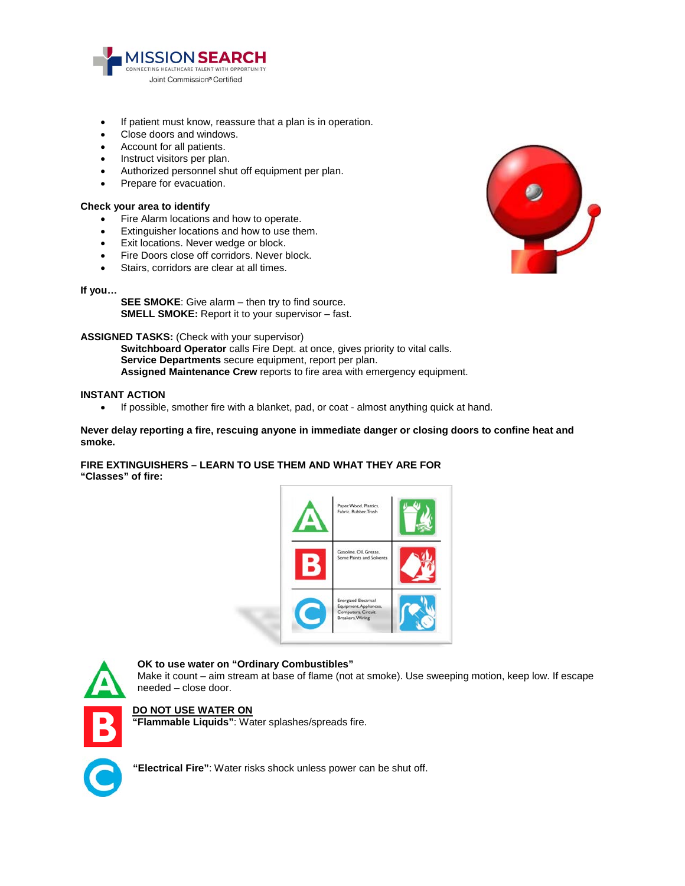- If patient must know, reassure that a plan is in operation.
- Close doors and windows.
- Account for all patients.
- Instruct visitors per plan.
- Authorized personnel shut off equipment per plan.
- Prepare for evacuation.

**Check your area to identify**

- Fire Alarm locations and how to operate.
- Extinguisher locations and how to use them.
- Exit locations. Never wedge or block.
- Fire Doors close off corridors. Never block.
- Stairs, corridors are clear at all times.

**If you…**

**SEE SMOKE**: Give alarm – then try to find source.
**SMELL SMOKE:** Report it to your supervisor – fast.

**ASSIGNED TASKS:** (Check with your supervisor)

**Switchboard Operator** calls Fire Dept. at once, gives priority to vital calls.
**Service Departments** secure equipment, report per plan.
**Assigned Maintenance Crew** reports to fire area with emergency equipment.

**INSTANT ACTION**

- If possible, smother fire with a blanket, pad, or coat - almost anything quick at hand.

**Never delay reporting a fire, rescuing anyone in immediate danger or closing doors to confine heat and smoke.**

**FIRE EXTINGUISHERS – LEARN TO USE THEM AND WHAT THEY ARE FOR**
**"Classes" of fire:**

| Class | Materials |
|---|---|
| A | Paper, Wood, Plastics, Fabric, Rubber, Trash |
| B | Gasoline, Oil, Grease, Some Paints and Solvents |
| C | Energized Electrical Equipment, Appliances, Computers, Circuit Breakers, Wiring |

**A** — **OK to use water on "Ordinary Combustibles"**
Make it count – aim stream at base of flame (not at smoke). Use sweeping motion, keep low. If escape needed – close door.

**DO NOT USE WATER ON**

**B** — **"Flammable Liquids"**: Water splashes/spreads fire.

**C** — **"Electrical Fire"**: Water risks shock unless power can be shut off.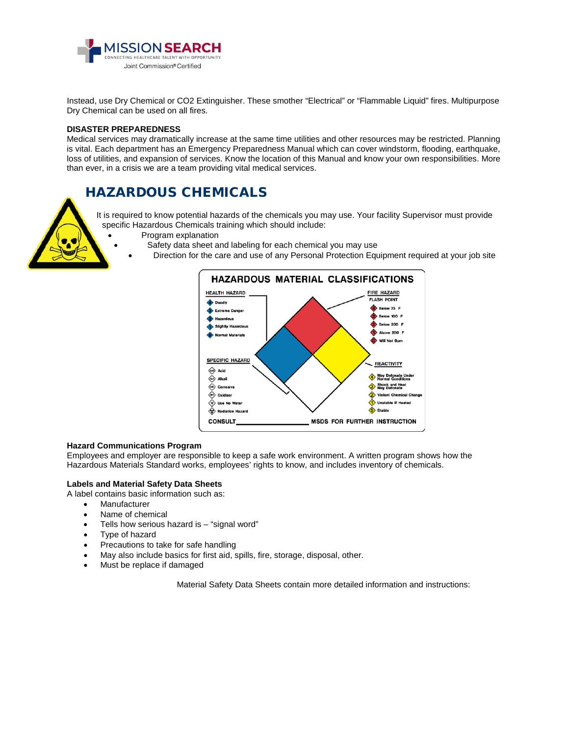Instead, use Dry Chemical or $CO_2$ Extinguisher. These smother “Electrical” or “Flammable Liquid” fires. Multipurpose Dry Chemical can be used on all fires.

**DISASTER PREPAREDNESS**

Medical services may dramatically increase at the same time utilities and other resources may be restricted. Planning is vital. Each department has an Emergency Preparedness Manual which can cover windstorm, flooding, earthquake, loss of utilities, and expansion of services. Know the location of this Manual and know your own responsibilities. More than ever, in a crisis we are a team providing vital medical services.

## HAZARDOUS CHEMICALS

It is required to know potential hazards of the chemicals you may use. Your facility Supervisor must provide specific Hazardous Chemicals training which should include:

- Program explanation
- Safety data sheet and labeling for each chemical you may use
- Direction for the care and use of any Personal Protection Equipment required at your job site

**HAZARDOUS MATERIAL CLASSIFICATIONS**

HEALTH HAZARD
- 4 Deadly
- 3 Extreme Danger
- 2 Hazardous
- 1 Slightly Hazardous
- 0 Normal Materials

FIRE HAZARD
FLASH POINT
- 4 Below 73 F
- 3 Below 100 F
- 2 Below 200 F
- 1 Above 200 F
- 0 Will Not Burn

SPECIFIC HAZARD
- ACID Acid
- ALK Alkali
- COR Corrosive
- OXY Oxidizer
- W Use No Water
- Radiation Hazard

REACTIVITY
- 4 May Detonate Under Normal Conditions
- 3 Shock and Heat May Detonate
- 2 Violent Chemical Change
- 1 Unstable If Heated
- 0 Stable

CONSULT ________ MSDS FOR FURTHER INSTRUCTION

**Hazard Communications Program**

Employees and employer are responsible to keep a safe work environment. A written program shows how the Hazardous Materials Standard works, employees’ rights to know, and includes inventory of chemicals.

**Labels and Material Safety Data Sheets**

A label contains basic information such as:

- Manufacturer
- Name of chemical
- Tells how serious hazard is – “signal word”
- Type of hazard
- Precautions to take for safe handling
- May also include basics for first aid, spills, fire, storage, disposal, other.
- Must be replace if damaged

Material Safety Data Sheets contain more detailed information and instructions: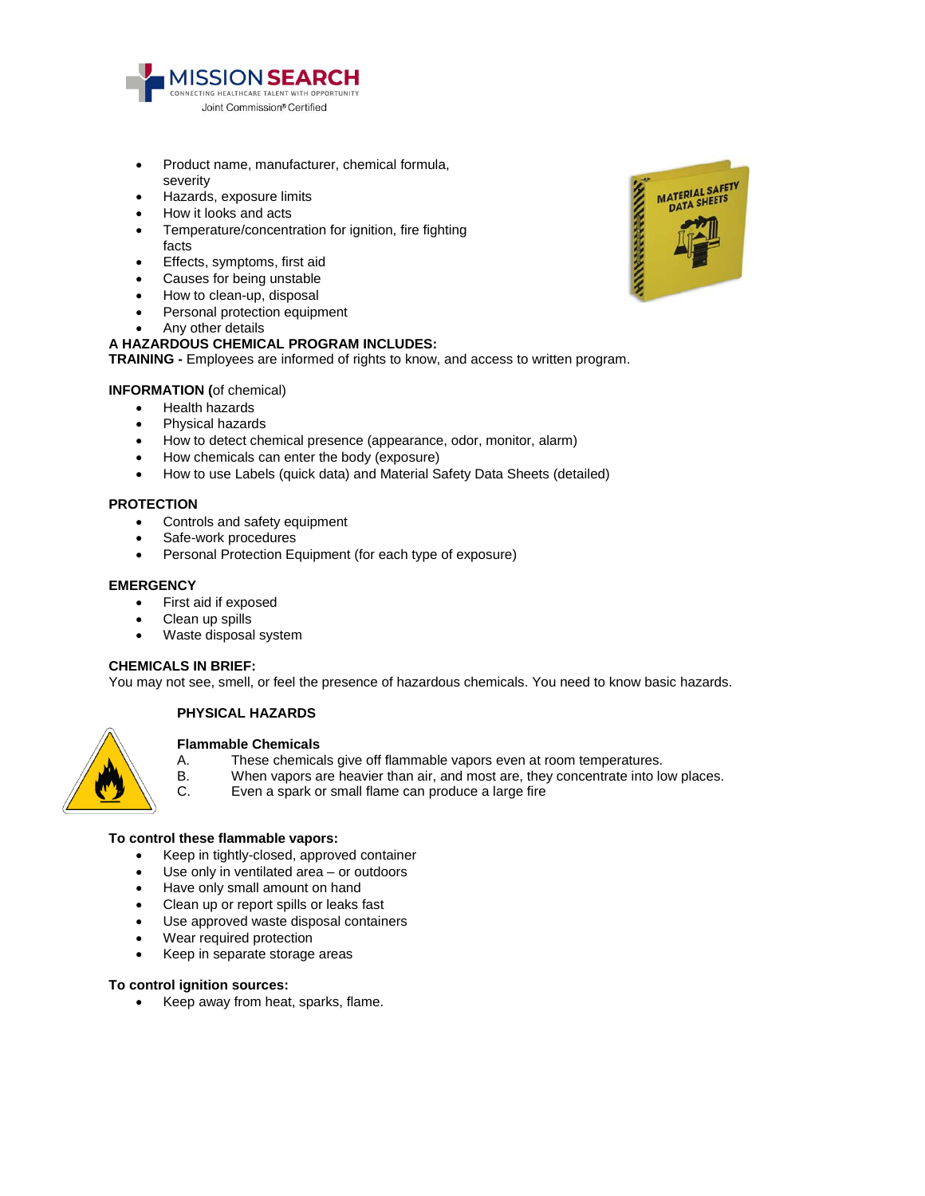- Product name, manufacturer, chemical formula, severity
- Hazards, exposure limits
- How it looks and acts
- Temperature/concentration for ignition, fire fighting facts
- Effects, symptoms, first aid
- Causes for being unstable
- How to clean-up, disposal
- Personal protection equipment
- Any other details

**A HAZARDOUS CHEMICAL PROGRAM INCLUDES:**

**TRAINING -** Employees are informed of rights to know, and access to written program.

**INFORMATION (**of chemical)

- Health hazards
- Physical hazards
- How to detect chemical presence (appearance, odor, monitor, alarm)
- How chemicals can enter the body (exposure)
- How to use Labels (quick data) and Material Safety Data Sheets (detailed)

**PROTECTION**

- Controls and safety equipment
- Safe-work procedures
- Personal Protection Equipment (for each type of exposure)

**EMERGENCY**

- First aid if exposed
- Clean up spills
- Waste disposal system

**CHEMICALS IN BRIEF:**

You may not see, smell, or feel the presence of hazardous chemicals. You need to know basic hazards.

**PHYSICAL HAZARDS**

**Flammable Chemicals**

A. These chemicals give off flammable vapors even at room temperatures.
B. When vapors are heavier than air, and most are, they concentrate into low places.
C. Even a spark or small flame can produce a large fire

**To control these flammable vapors:**

- Keep in tightly-closed, approved container
- Use only in ventilated area – or outdoors
- Have only small amount on hand
- Clean up or report spills or leaks fast
- Use approved waste disposal containers
- Wear required protection
- Keep in separate storage areas

**To control ignition sources:**

- Keep away from heat, sparks, flame.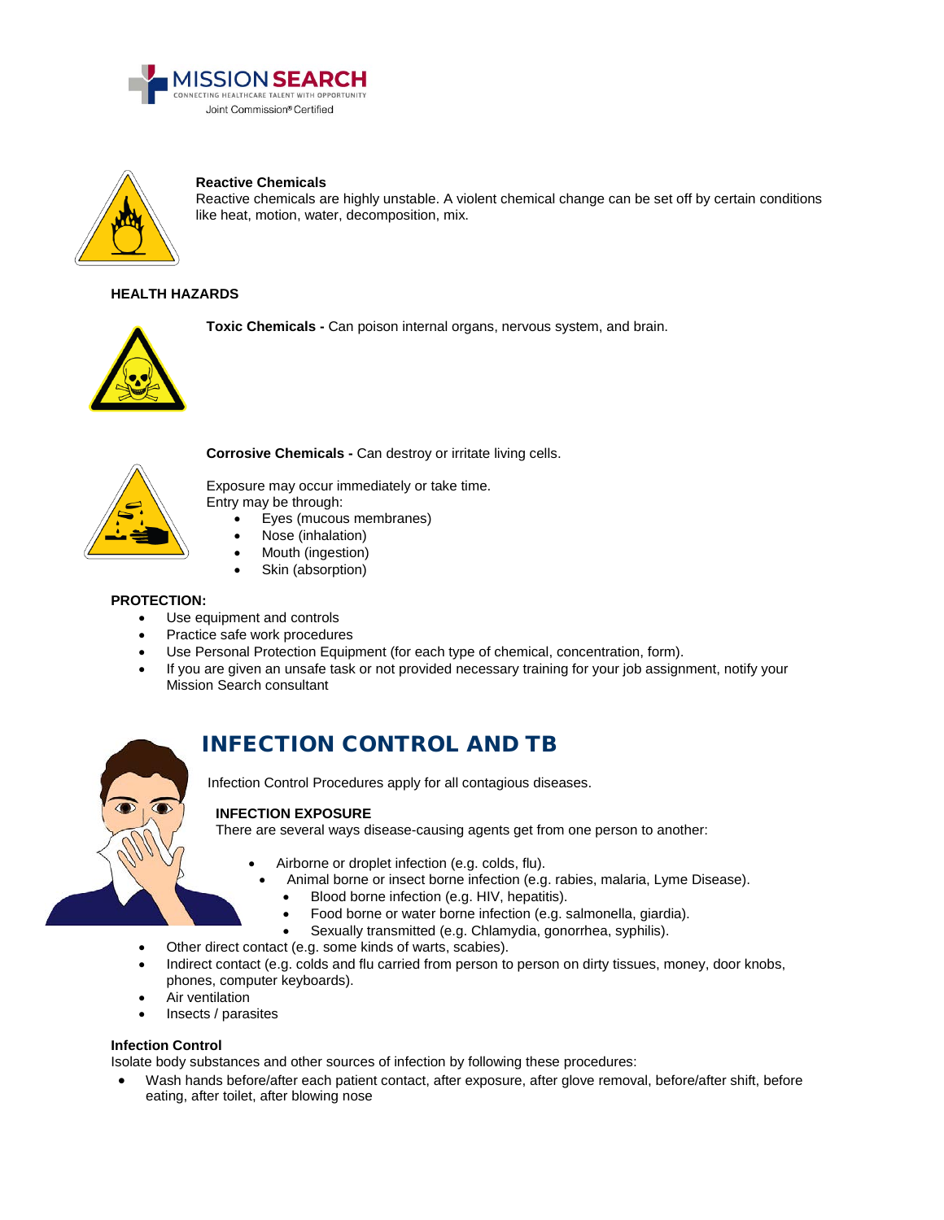**Reactive Chemicals**
Reactive chemicals are highly unstable. A violent chemical change can be set off by certain conditions like heat, motion, water, decomposition, mix.

**HEALTH HAZARDS**

**Toxic Chemicals -** Can poison internal organs, nervous system, and brain.

**Corrosive Chemicals -** Can destroy or irritate living cells.

Exposure may occur immediately or take time.
Entry may be through:

- Eyes (mucous membranes)
- Nose (inhalation)
- Mouth (ingestion)
- Skin (absorption)

**PROTECTION:**

- Use equipment and controls
- Practice safe work procedures
- Use Personal Protection Equipment (for each type of chemical, concentration, form).
- If you are given an unsafe task or not provided necessary training for your job assignment, notify your Mission Search consultant

## INFECTION CONTROL AND TB

Infection Control Procedures apply for all contagious diseases.

**INFECTION EXPOSURE**
There are several ways disease-causing agents get from one person to another:

- Airborne or droplet infection (e.g. colds, flu).
- Animal borne or insect borne infection (e.g. rabies, malaria, Lyme Disease).
- Blood borne infection (e.g. HIV, hepatitis).
- Food borne or water borne infection (e.g. salmonella, giardia).
- Sexually transmitted (e.g. Chlamydia, gonorrhea, syphilis).
- Other direct contact (e.g. some kinds of warts, scabies).
- Indirect contact (e.g. colds and flu carried from person to person on dirty tissues, money, door knobs, phones, computer keyboards).
- Air ventilation
- Insects / parasites

**Infection Control**
Isolate body substances and other sources of infection by following these procedures:

- Wash hands before/after each patient contact, after exposure, after glove removal, before/after shift, before eating, after toilet, after blowing nose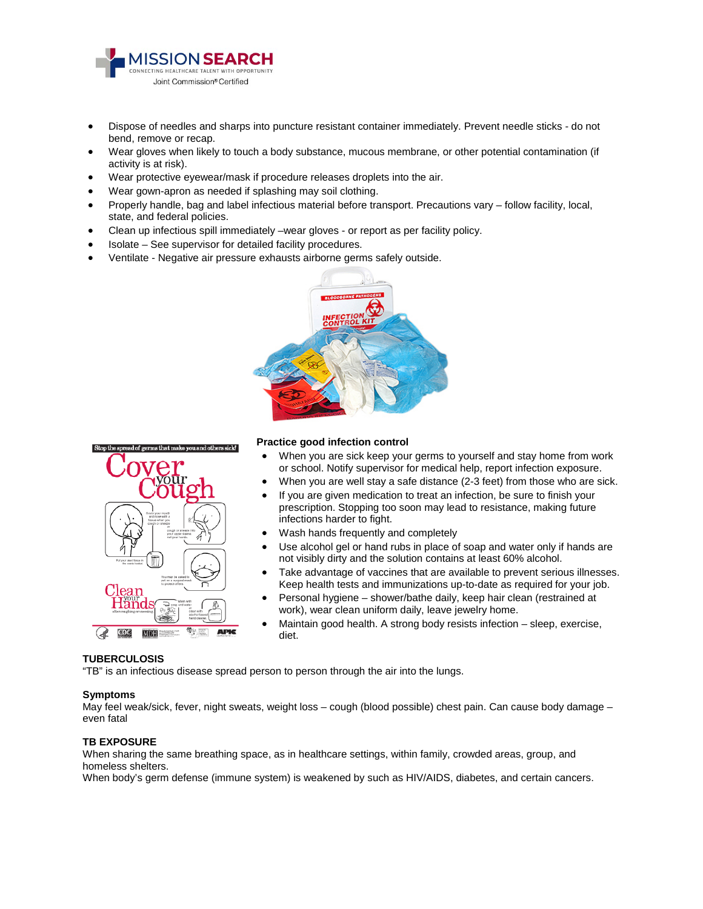- Dispose of needles and sharps into puncture resistant container immediately. Prevent needle sticks - do not bend, remove or recap.
- Wear gloves when likely to touch a body substance, mucous membrane, or other potential contamination (if activity is at risk).
- Wear protective eyewear/mask if procedure releases droplets into the air.
- Wear gown-apron as needed if splashing may soil clothing.
- Properly handle, bag and label infectious material before transport. Precautions vary – follow facility, local, state, and federal policies.
- Clean up infectious spill immediately –wear gloves - or report as per facility policy.
- Isolate – See supervisor for detailed facility procedures.
- Ventilate - Negative air pressure exhausts airborne germs safely outside.

**Practice good infection control**

- When you are sick keep your germs to yourself and stay home from work or school. Notify supervisor for medical help, report infection exposure.
- When you are well stay a safe distance (2-3 feet) from those who are sick.
- If you are given medication to treat an infection, be sure to finish your prescription. Stopping too soon may lead to resistance, making future infections harder to fight.
- Wash hands frequently and completely
- Use alcohol gel or hand rubs in place of soap and water only if hands are not visibly dirty and the solution contains at least 60% alcohol.
- Take advantage of vaccines that are available to prevent serious illnesses. Keep health tests and immunizations up-to-date as required for your job.
- Personal hygiene – shower/bathe daily, keep hair clean (restrained at work), wear clean uniform daily, leave jewelry home.
- Maintain good health. A strong body resists infection – sleep, exercise, diet.

**TUBERCULOSIS**

"TB" is an infectious disease spread person to person through the air into the lungs.

**Symptoms**

May feel weak/sick, fever, night sweats, weight loss – cough (blood possible) chest pain. Can cause body damage – even fatal

**TB EXPOSURE**

When sharing the same breathing space, as in healthcare settings, within family, crowded areas, group, and homeless shelters.
When body's germ defense (immune system) is weakened by such as HIV/AIDS, diabetes, and certain cancers.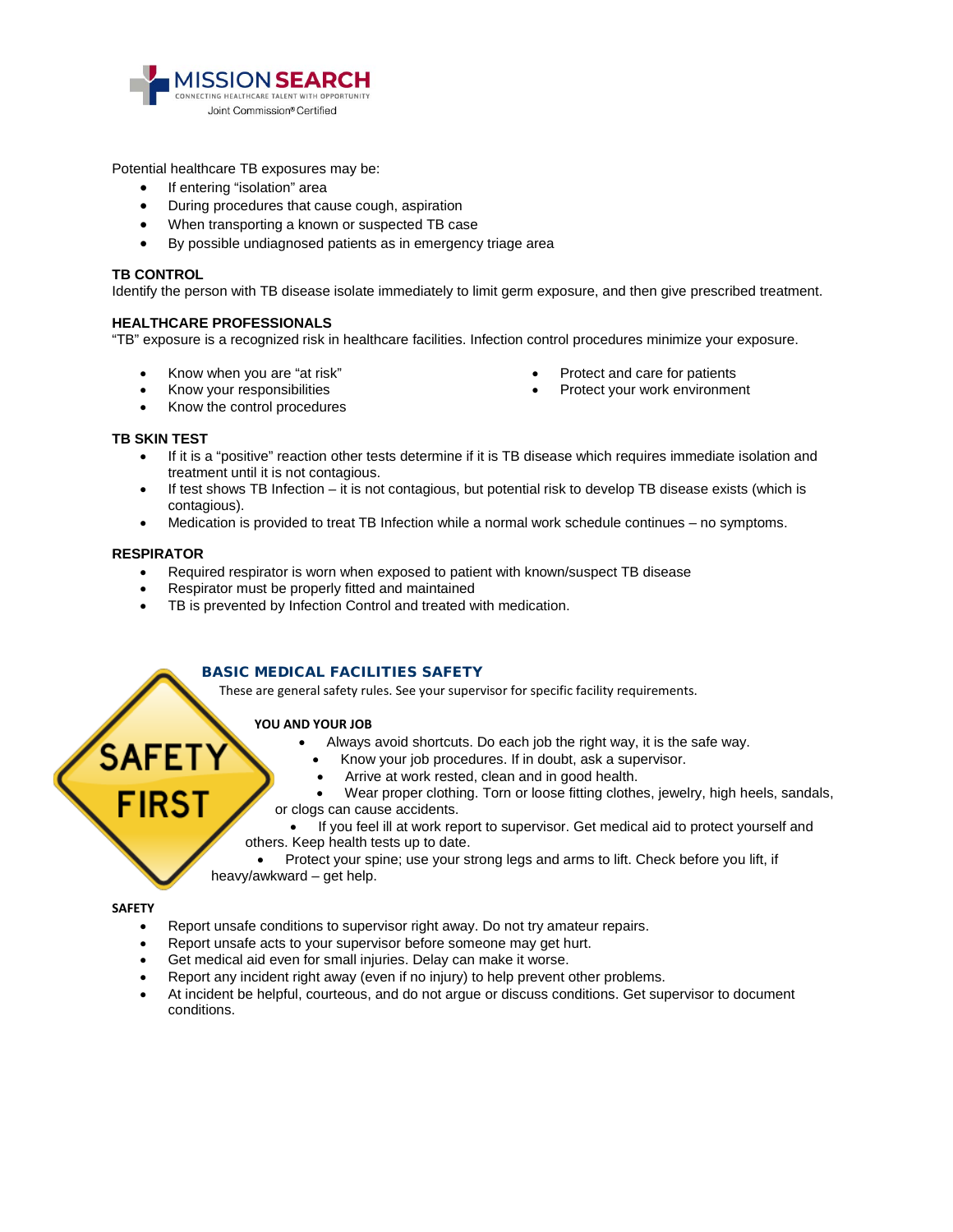Potential healthcare TB exposures may be:

- If entering "isolation" area
- During procedures that cause cough, aspiration
- When transporting a known or suspected TB case
- By possible undiagnosed patients as in emergency triage area

**TB CONTROL**

Identify the person with TB disease isolate immediately to limit germ exposure, and then give prescribed treatment.

**HEALTHCARE PROFESSIONALS**

"TB" exposure is a recognized risk in healthcare facilities. Infection control procedures minimize your exposure.

- Know when you are "at risk"
- Know your responsibilities
- Know the control procedures
- Protect and care for patients
- Protect your work environment

**TB SKIN TEST**

- If it is a "positive" reaction other tests determine if it is TB disease which requires immediate isolation and treatment until it is not contagious.
- If test shows TB Infection – it is not contagious, but potential risk to develop TB disease exists (which is contagious).
- Medication is provided to treat TB Infection while a normal work schedule continues – no symptoms.

**RESPIRATOR**

- Required respirator is worn when exposed to patient with known/suspect TB disease
- Respirator must be properly fitted and maintained
- TB is prevented by Infection Control and treated with medication.

## BASIC MEDICAL FACILITIES SAFETY

These are general safety rules. See your supervisor for specific facility requirements.

**YOU AND YOUR JOB**

- Always avoid shortcuts. Do each job the right way, it is the safe way.
- Know your job procedures. If in doubt, ask a supervisor.
- Arrive at work rested, clean and in good health.
- Wear proper clothing. Torn or loose fitting clothes, jewelry, high heels, sandals, or clogs can cause accidents.
- If you feel ill at work report to supervisor. Get medical aid to protect yourself and others. Keep health tests up to date.
- Protect your spine; use your strong legs and arms to lift. Check before you lift, if heavy/awkward – get help.

**SAFETY**

- Report unsafe conditions to supervisor right away. Do not try amateur repairs.
- Report unsafe acts to your supervisor before someone may get hurt.
- Get medical aid even for small injuries. Delay can make it worse.
- Report any incident right away (even if no injury) to help prevent other problems.
- At incident be helpful, courteous, and do not argue or discuss conditions. Get supervisor to document conditions.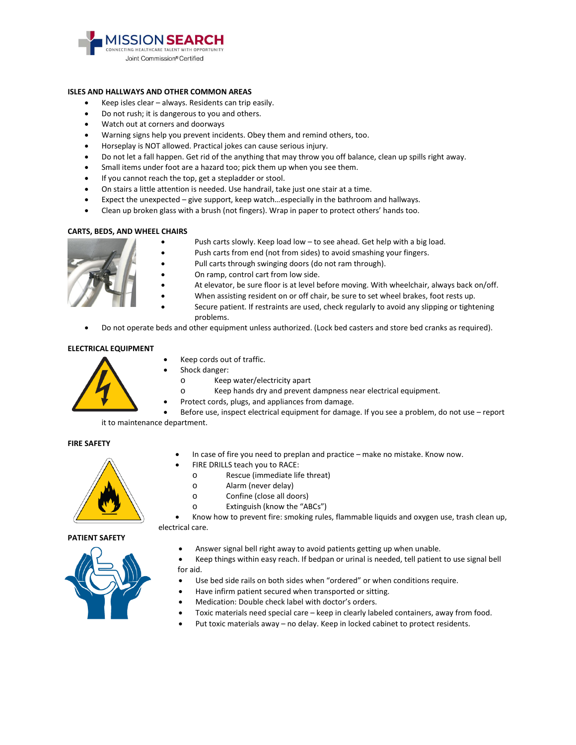## ISLES AND HALLWAYS AND OTHER COMMON AREAS

- Keep isles clear – always. Residents can trip easily.
- Do not rush; it is dangerous to you and others.
- Watch out at corners and doorways
- Warning signs help you prevent incidents. Obey them and remind others, too.
- Horseplay is NOT allowed. Practical jokes can cause serious injury.
- Do not let a fall happen. Get rid of the anything that may throw you off balance, clean up spills right away.
- Small items under foot are a hazard too; pick them up when you see them.
- If you cannot reach the top, get a stepladder or stool.
- On stairs a little attention is needed. Use handrail, take just one stair at a time.
- Expect the unexpected – give support, keep watch…especially in the bathroom and hallways.
- Clean up broken glass with a brush (not fingers). Wrap in paper to protect others' hands too.

## CARTS, BEDS, AND WHEEL CHAIRS

- Push carts slowly. Keep load low – to see ahead. Get help with a big load.
- Push carts from end (not from sides) to avoid smashing your fingers.
- Pull carts through swinging doors (do not ram through).
- On ramp, control cart from low side.
- At elevator, be sure floor is at level before moving. With wheelchair, always back on/off.
- When assisting resident on or off chair, be sure to set wheel brakes, foot rests up.
- Secure patient. If restraints are used, check regularly to avoid any slipping or tightening problems.
- Do not operate beds and other equipment unless authorized. (Lock bed casters and store bed cranks as required).

## ELECTRICAL EQUIPMENT

- Keep cords out of traffic.
- Shock danger:
  - Keep water/electricity apart
  - Keep hands dry and prevent dampness near electrical equipment.
- Protect cords, plugs, and appliances from damage.
- Before use, inspect electrical equipment for damage. If you see a problem, do not use – report it to maintenance department.

## FIRE SAFETY

- In case of fire you need to preplan and practice – make no mistake. Know now.
- FIRE DRILLS teach you to RACE:
  - Rescue (immediate life threat)
  - Alarm (never delay)
  - Confine (close all doors)
  - Extinguish (know the "ABCs")
- Know how to prevent fire: smoking rules, flammable liquids and oxygen use, trash clean up, electrical care.

## PATIENT SAFETY

- Answer signal bell right away to avoid patients getting up when unable.
- Keep things within easy reach. If bedpan or urinal is needed, tell patient to use signal bell for aid.
- Use bed side rails on both sides when "ordered" or when conditions require.
- Have infirm patient secured when transported or sitting.
- Medication: Double check label with doctor's orders.
- Toxic materials need special care – keep in clearly labeled containers, away from food.
- Put toxic materials away – no delay. Keep in locked cabinet to protect residents.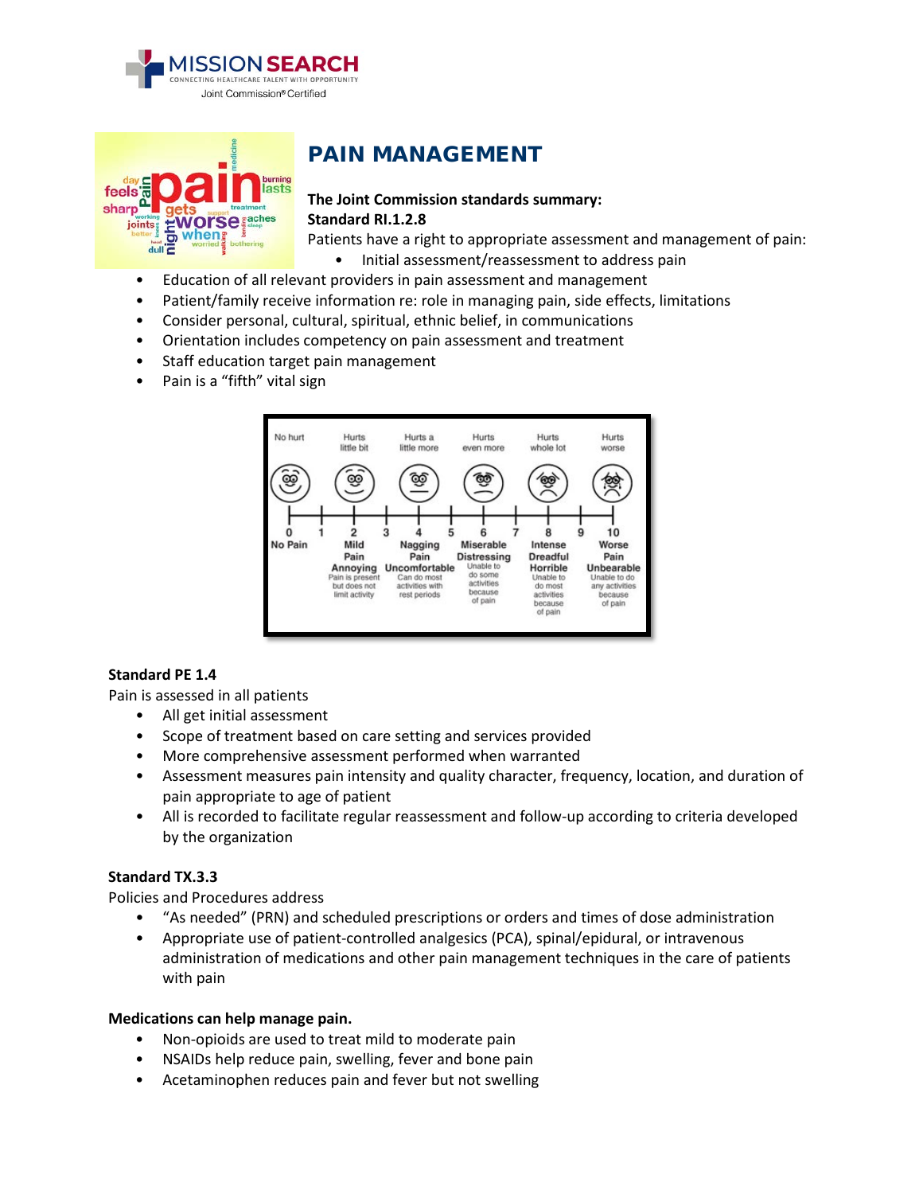# PAIN MANAGEMENT

**The Joint Commission standards summary:**
**Standard RI.1.2.8**

Patients have a right to appropriate assessment and management of pain:

- Initial assessment/reassessment to address pain
- Education of all relevant providers in pain assessment and management
- Patient/family receive information re: role in managing pain, side effects, limitations
- Consider personal, cultural, spiritual, ethnic belief, in communications
- Orientation includes competency on pain assessment and treatment
- Staff education target pain management
- Pain is a "fifth" vital sign

**Standard PE 1.4**

Pain is assessed in all patients

- All get initial assessment
- Scope of treatment based on care setting and services provided
- More comprehensive assessment performed when warranted
- Assessment measures pain intensity and quality character, frequency, location, and duration of pain appropriate to age of patient
- All is recorded to facilitate regular reassessment and follow-up according to criteria developed by the organization

**Standard TX.3.3**

Policies and Procedures address

- "As needed" (PRN) and scheduled prescriptions or orders and times of dose administration
- Appropriate use of patient-controlled analgesics (PCA), spinal/epidural, or intravenous administration of medications and other pain management techniques in the care of patients with pain

**Medications can help manage pain.**

- Non-opioids are used to treat mild to moderate pain
- NSAIDs help reduce pain, swelling, fever and bone pain
- Acetaminophen reduces pain and fever but not swelling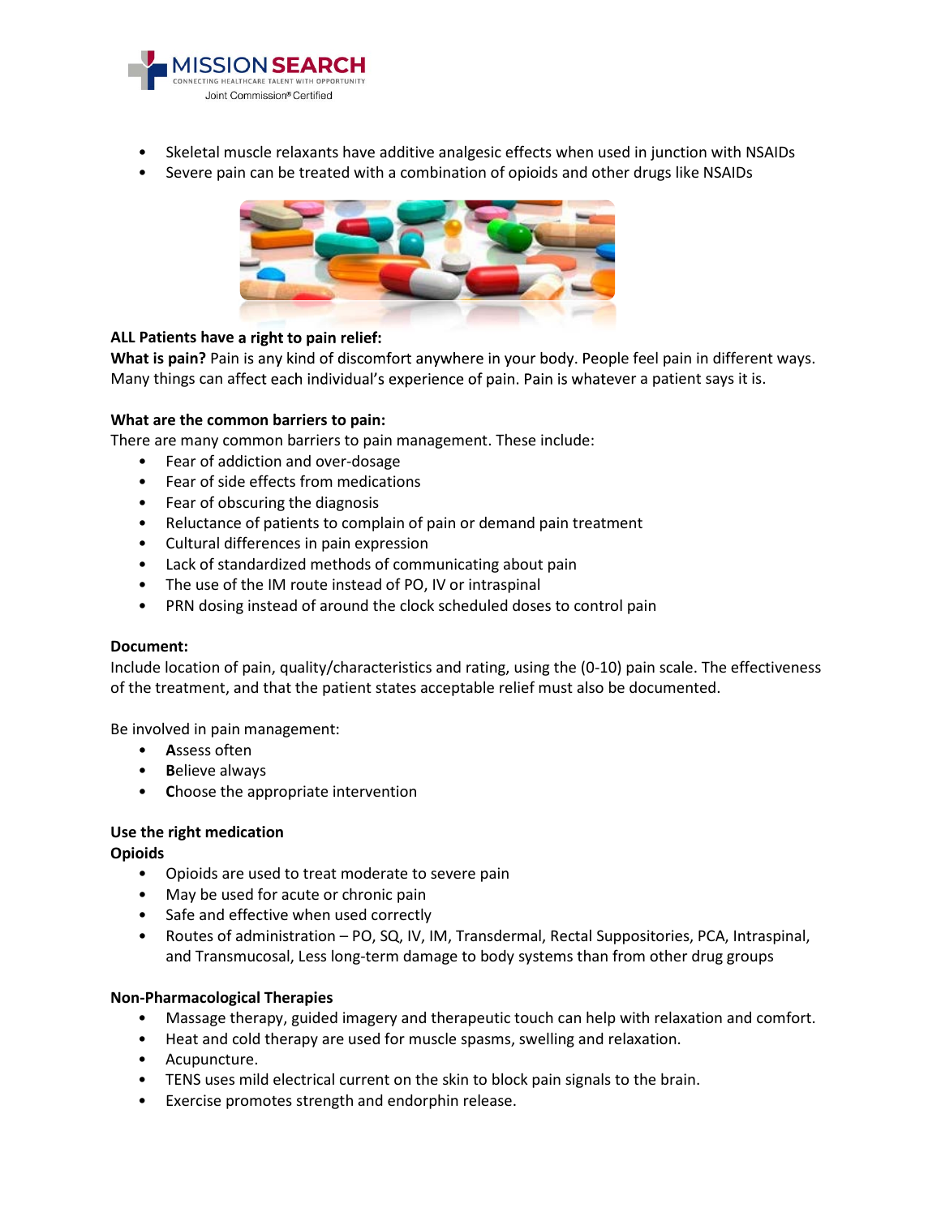- Skeletal muscle relaxants have additive analgesic effects when used in junction with NSAIDs
- Severe pain can be treated with a combination of opioids and other drugs like NSAIDs

**ALL Patients have a right to pain relief:**

**What is pain?** Pain is any kind of discomfort anywhere in your body. People feel pain in different ways. Many things can affect each individual's experience of pain. Pain is whatever a patient says it is.

**What are the common barriers to pain:**

There are many common barriers to pain management. These include:

- Fear of addiction and over-dosage
- Fear of side effects from medications
- Fear of obscuring the diagnosis
- Reluctance of patients to complain of pain or demand pain treatment
- Cultural differences in pain expression
- Lack of standardized methods of communicating about pain
- The use of the IM route instead of PO, IV or intraspinal
- PRN dosing instead of around the clock scheduled doses to control pain

**Document:**

Include location of pain, quality/characteristics and rating, using the (0-10) pain scale. The effectiveness of the treatment, and that the patient states acceptable relief must also be documented.

Be involved in pain management:

- **A**ssess often
- **B**elieve always
- **C**hoose the appropriate intervention

**Use the right medication**

**Opioids**

- Opioids are used to treat moderate to severe pain
- May be used for acute or chronic pain
- Safe and effective when used correctly
- Routes of administration – PO, SQ, IV, IM, Transdermal, Rectal Suppositories, PCA, Intraspinal, and Transmucosal, Less long-term damage to body systems than from other drug groups

**Non-Pharmacological Therapies**

- Massage therapy, guided imagery and therapeutic touch can help with relaxation and comfort.
- Heat and cold therapy are used for muscle spasms, swelling and relaxation.
- Acupuncture.
- TENS uses mild electrical current on the skin to block pain signals to the brain.
- Exercise promotes strength and endorphin release.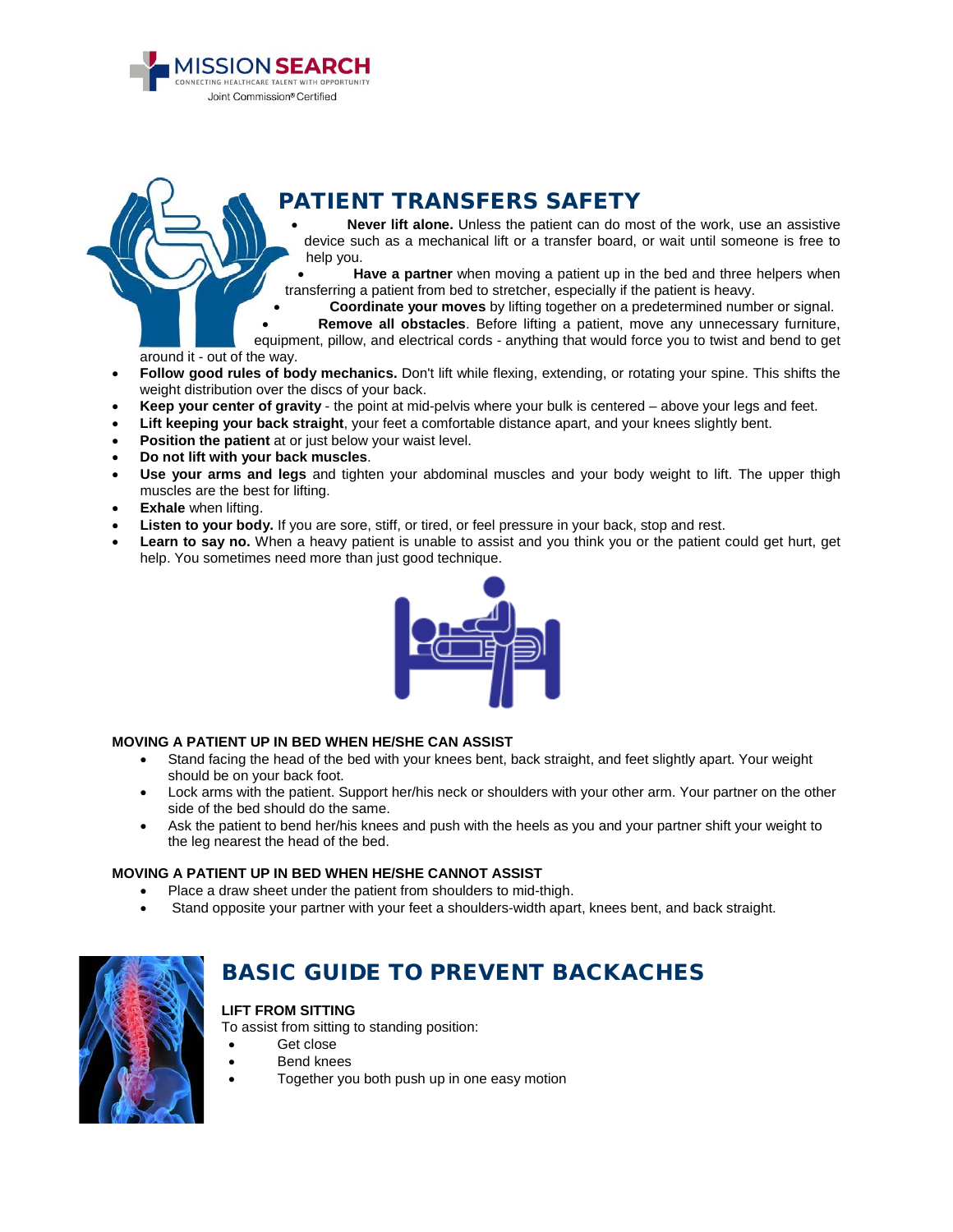## PATIENT TRANSFERS SAFETY

- **Never lift alone.** Unless the patient can do most of the work, use an assistive device such as a mechanical lift or a transfer board, or wait until someone is free to help you.
- **Have a partner** when moving a patient up in the bed and three helpers when transferring a patient from bed to stretcher, especially if the patient is heavy.
- **Coordinate your moves** by lifting together on a predetermined number or signal.
- **Remove all obstacles**. Before lifting a patient, move any unnecessary furniture, equipment, pillow, and electrical cords - anything that would force you to twist and bend to get around it - out of the way.
- **Follow good rules of body mechanics.** Don't lift while flexing, extending, or rotating your spine. This shifts the weight distribution over the discs of your back.
- **Keep your center of gravity** - the point at mid-pelvis where your bulk is centered – above your legs and feet.
- **Lift keeping your back straight**, your feet a comfortable distance apart, and your knees slightly bent.
- **Position the patient** at or just below your waist level.
- **Do not lift with your back muscles**.
- **Use your arms and legs** and tighten your abdominal muscles and your body weight to lift. The upper thigh muscles are the best for lifting.
- **Exhale** when lifting.
- **Listen to your body.** If you are sore, stiff, or tired, or feel pressure in your back, stop and rest.
- **Learn to say no.** When a heavy patient is unable to assist and you think you or the patient could get hurt, get help. You sometimes need more than just good technique.

### MOVING A PATIENT UP IN BED WHEN HE/SHE CAN ASSIST

- Stand facing the head of the bed with your knees bent, back straight, and feet slightly apart. Your weight should be on your back foot.
- Lock arms with the patient. Support her/his neck or shoulders with your other arm. Your partner on the other side of the bed should do the same.
- Ask the patient to bend her/his knees and push with the heels as you and your partner shift your weight to the leg nearest the head of the bed.

### MOVING A PATIENT UP IN BED WHEN HE/SHE CANNOT ASSIST

- Place a draw sheet under the patient from shoulders to mid-thigh.
- Stand opposite your partner with your feet a shoulders-width apart, knees bent, and back straight.

## BASIC GUIDE TO PREVENT BACKACHES

### LIFT FROM SITTING

To assist from sitting to standing position:

- Get close
- Bend knees
- Together you both push up in one easy motion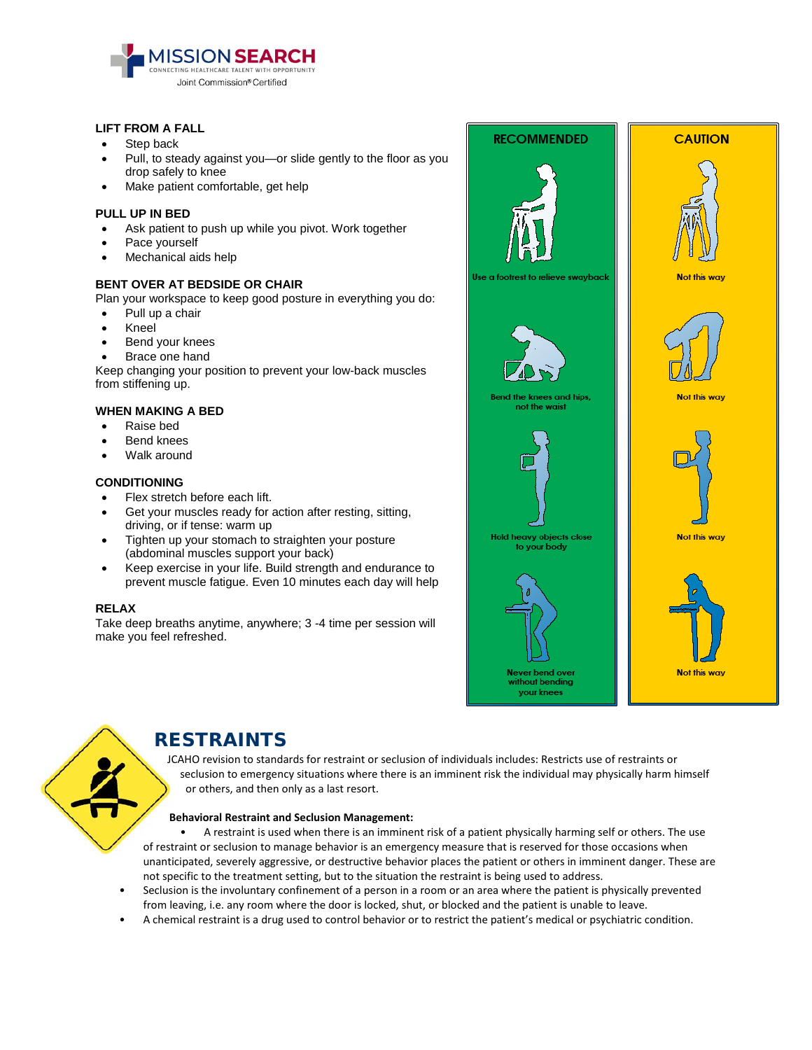## LIFT FROM A FALL

- Step back
- Pull, to steady against you—or slide gently to the floor as you drop safely to knee
- Make patient comfortable, get help

## PULL UP IN BED

- Ask patient to push up while you pivot. Work together
- Pace yourself
- Mechanical aids help

## BENT OVER AT BEDSIDE OR CHAIR

Plan your workspace to keep good posture in everything you do:

- Pull up a chair
- Kneel
- Bend your knees
- Brace one hand

Keep changing your position to prevent your low-back muscles from stiffening up.

## WHEN MAKING A BED

- Raise bed
- Bend knees
- Walk around

## CONDITIONING

- Flex stretch before each lift.
- Get your muscles ready for action after resting, sitting, driving, or if tense: warm up
- Tighten up your stomach to straighten your posture (abdominal muscles support your back)
- Keep exercise in your life. Build strength and endurance to prevent muscle fatigue. Even 10 minutes each day will help

## RELAX

Take deep breaths anytime, anywhere; 3 -4 time per session will make you feel refreshed.

| RECOMMENDED | CAUTION |
| --- | --- |
| Use a footrest to relieve swayback | Not this way |
| Bend the knees and hips, not the waist | Not this way |
| Hold heavy objects close to your body | Not this way |
| Never bend over without bending your knees | Not this way |

# RESTRAINTS

JCAHO revision to standards for restraint or seclusion of individuals includes: Restricts use of restraints or seclusion to emergency situations where there is an imminent risk the individual may physically harm himself or others, and then only as a last resort.

**Behavioral Restraint and Seclusion Management:**

- A restraint is used when there is an imminent risk of a patient physically harming self or others. The use of restraint or seclusion to manage behavior is an emergency measure that is reserved for those occasions when unanticipated, severely aggressive, or destructive behavior places the patient or others in imminent danger. These are not specific to the treatment setting, but to the situation the restraint is being used to address.
- Seclusion is the involuntary confinement of a person in a room or an area where the patient is physically prevented from leaving, i.e. any room where the door is locked, shut, or blocked and the patient is unable to leave.
- A chemical restraint is a drug used to control behavior or to restrict the patient's medical or psychiatric condition.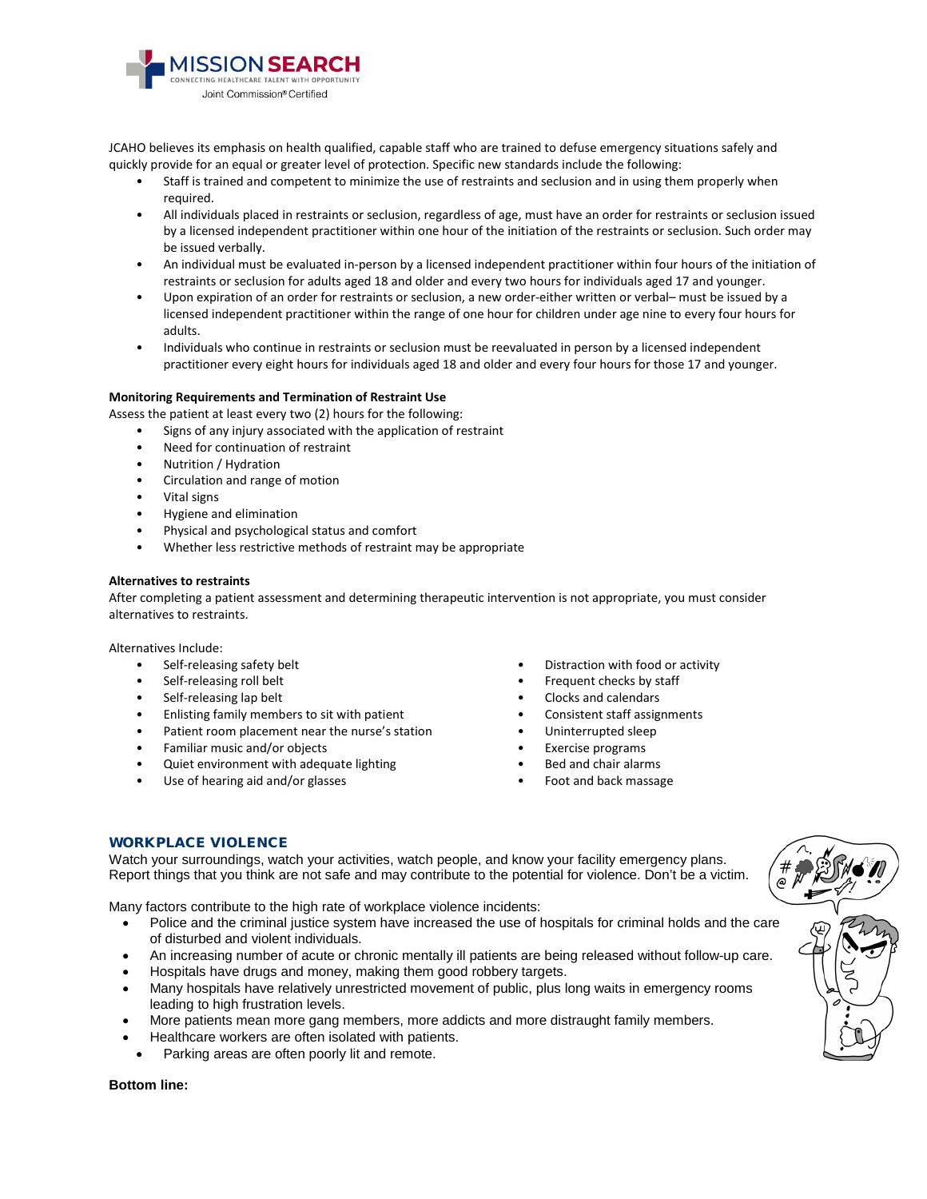JCAHO believes its emphasis on health qualified, capable staff who are trained to defuse emergency situations safely and quickly provide for an equal or greater level of protection. Specific new standards include the following:

- Staff is trained and competent to minimize the use of restraints and seclusion and in using them properly when required.
- All individuals placed in restraints or seclusion, regardless of age, must have an order for restraints or seclusion issued by a licensed independent practitioner within one hour of the initiation of the restraints or seclusion. Such order may be issued verbally.
- An individual must be evaluated in-person by a licensed independent practitioner within four hours of the initiation of restraints or seclusion for adults aged 18 and older and every two hours for individuals aged 17 and younger.
- Upon expiration of an order for restraints or seclusion, a new order-either written or verbal– must be issued by a licensed independent practitioner within the range of one hour for children under age nine to every four hours for adults.
- Individuals who continue in restraints or seclusion must be reevaluated in person by a licensed independent practitioner every eight hours for individuals aged 18 and older and every four hours for those 17 and younger.

**Monitoring Requirements and Termination of Restraint Use**

Assess the patient at least every two (2) hours for the following:

- Signs of any injury associated with the application of restraint
- Need for continuation of restraint
- Nutrition / Hydration
- Circulation and range of motion
- Vital signs
- Hygiene and elimination
- Physical and psychological status and comfort
- Whether less restrictive methods of restraint may be appropriate

**Alternatives to restraints**

After completing a patient assessment and determining therapeutic intervention is not appropriate, you must consider alternatives to restraints.

Alternatives Include:

- Self-releasing safety belt
- Self-releasing roll belt
- Self-releasing lap belt
- Enlisting family members to sit with patient
- Patient room placement near the nurse's station
- Familiar music and/or objects
- Quiet environment with adequate lighting
- Use of hearing aid and/or glasses
- Distraction with food or activity
- Frequent checks by staff
- Clocks and calendars
- Consistent staff assignments
- Uninterrupted sleep
- Exercise programs
- Bed and chair alarms
- Foot and back massage

## WORKPLACE VIOLENCE

Watch your surroundings, watch your activities, watch people, and know your facility emergency plans. Report things that you think are not safe and may contribute to the potential for violence. Don't be a victim.

Many factors contribute to the high rate of workplace violence incidents:

- Police and the criminal justice system have increased the use of hospitals for criminal holds and the care of disturbed and violent individuals.
- An increasing number of acute or chronic mentally ill patients are being released without follow-up care.
- Hospitals have drugs and money, making them good robbery targets.
- Many hospitals have relatively unrestricted movement of public, plus long waits in emergency rooms leading to high frustration levels.
- More patients mean more gang members, more addicts and more distraught family members.
- Healthcare workers are often isolated with patients.
- Parking areas are often poorly lit and remote.

**Bottom line:**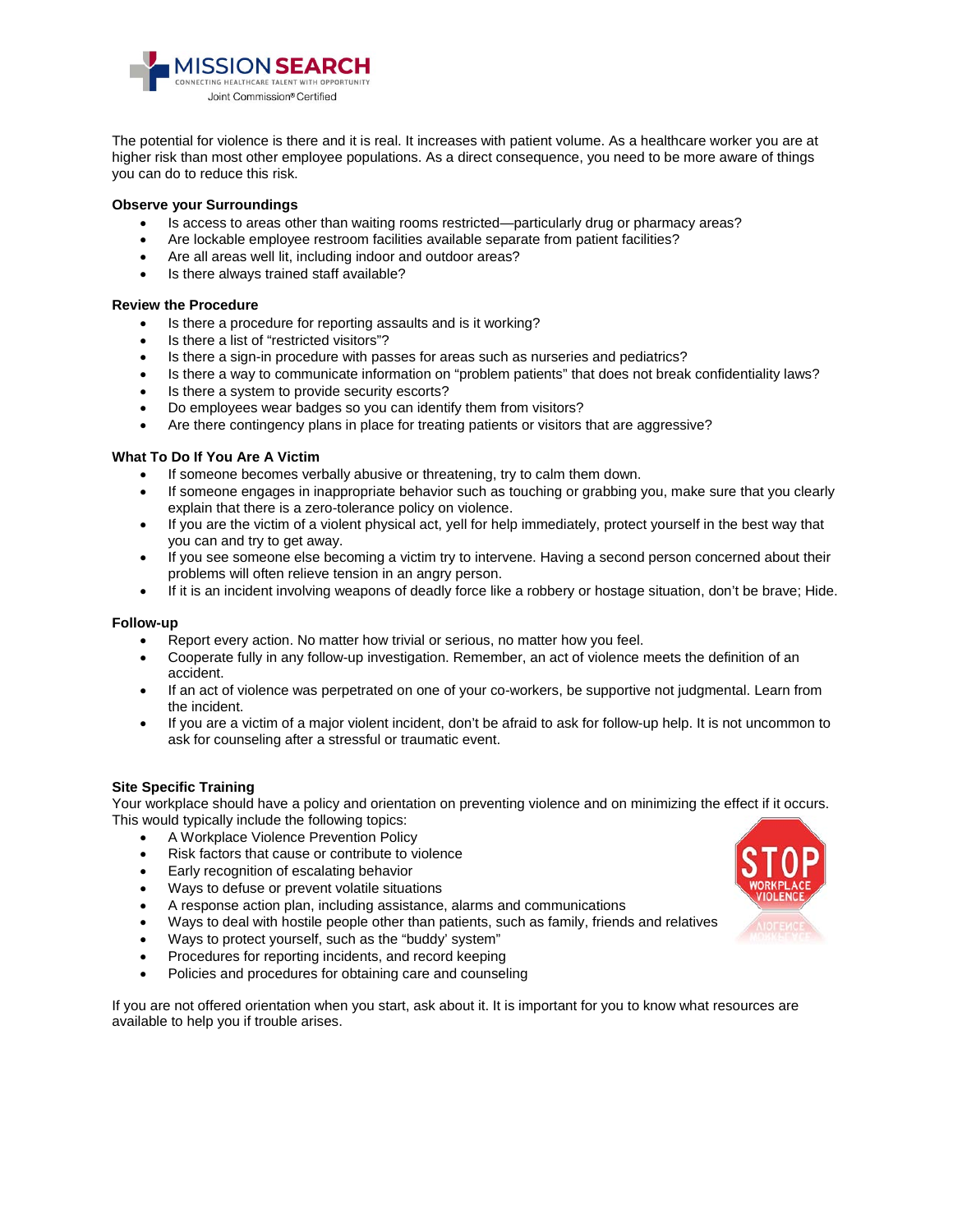The potential for violence is there and it is real. It increases with patient volume. As a healthcare worker you are at higher risk than most other employee populations. As a direct consequence, you need to be more aware of things you can do to reduce this risk.

**Observe your Surroundings**

- Is access to areas other than waiting rooms restricted—particularly drug or pharmacy areas?
- Are lockable employee restroom facilities available separate from patient facilities?
- Are all areas well lit, including indoor and outdoor areas?
- Is there always trained staff available?

**Review the Procedure**

- Is there a procedure for reporting assaults and is it working?
- Is there a list of "restricted visitors"?
- Is there a sign-in procedure with passes for areas such as nurseries and pediatrics?
- Is there a way to communicate information on "problem patients" that does not break confidentiality laws?
- Is there a system to provide security escorts?
- Do employees wear badges so you can identify them from visitors?
- Are there contingency plans in place for treating patients or visitors that are aggressive?

**What To Do If You Are A Victim**

- If someone becomes verbally abusive or threatening, try to calm them down.
- If someone engages in inappropriate behavior such as touching or grabbing you, make sure that you clearly explain that there is a zero-tolerance policy on violence.
- If you are the victim of a violent physical act, yell for help immediately, protect yourself in the best way that you can and try to get away.
- If you see someone else becoming a victim try to intervene. Having a second person concerned about their problems will often relieve tension in an angry person.
- If it is an incident involving weapons of deadly force like a robbery or hostage situation, don't be brave; Hide.

**Follow-up**

- Report every action. No matter how trivial or serious, no matter how you feel.
- Cooperate fully in any follow-up investigation. Remember, an act of violence meets the definition of an accident.
- If an act of violence was perpetrated on one of your co-workers, be supportive not judgmental. Learn from the incident.
- If you are a victim of a major violent incident, don't be afraid to ask for follow-up help. It is not uncommon to ask for counseling after a stressful or traumatic event.

**Site Specific Training**

Your workplace should have a policy and orientation on preventing violence and on minimizing the effect if it occurs. This would typically include the following topics:

- A Workplace Violence Prevention Policy
- Risk factors that cause or contribute to violence
- Early recognition of escalating behavior
- Ways to defuse or prevent volatile situations
- A response action plan, including assistance, alarms and communications
- Ways to deal with hostile people other than patients, such as family, friends and relatives
- Ways to protect yourself, such as the "buddy' system"
- Procedures for reporting incidents, and record keeping
- Policies and procedures for obtaining care and counseling

If you are not offered orientation when you start, ask about it. It is important for you to know what resources are available to help you if trouble arises.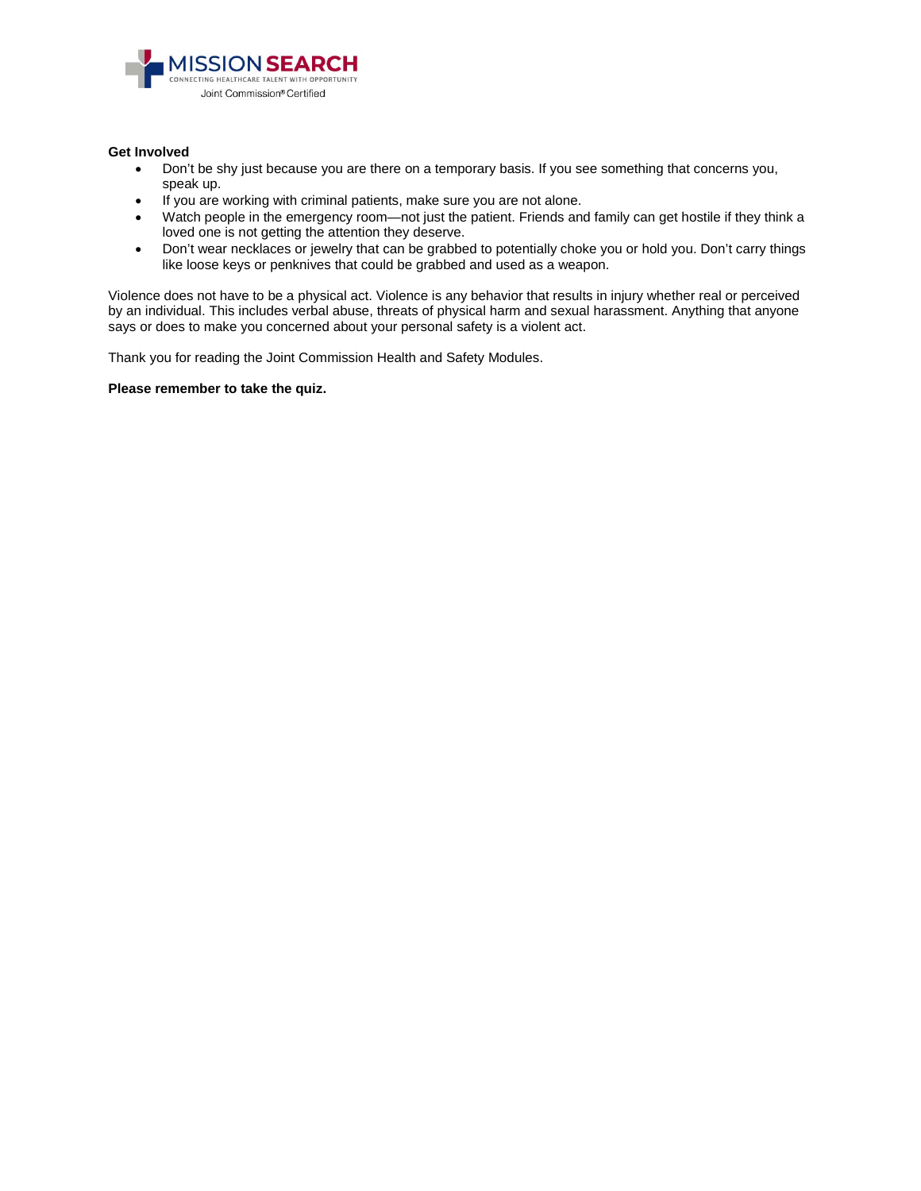**Get Involved**

- Don't be shy just because you are there on a temporary basis. If you see something that concerns you, speak up.
- If you are working with criminal patients, make sure you are not alone.
- Watch people in the emergency room—not just the patient. Friends and family can get hostile if they think a loved one is not getting the attention they deserve.
- Don't wear necklaces or jewelry that can be grabbed to potentially choke you or hold you. Don't carry things like loose keys or penknives that could be grabbed and used as a weapon.

Violence does not have to be a physical act. Violence is any behavior that results in injury whether real or perceived by an individual. This includes verbal abuse, threats of physical harm and sexual harassment. Anything that anyone says or does to make you concerned about your personal safety is a violent act.

Thank you for reading the Joint Commission Health and Safety Modules.

**Please remember to take the quiz.**